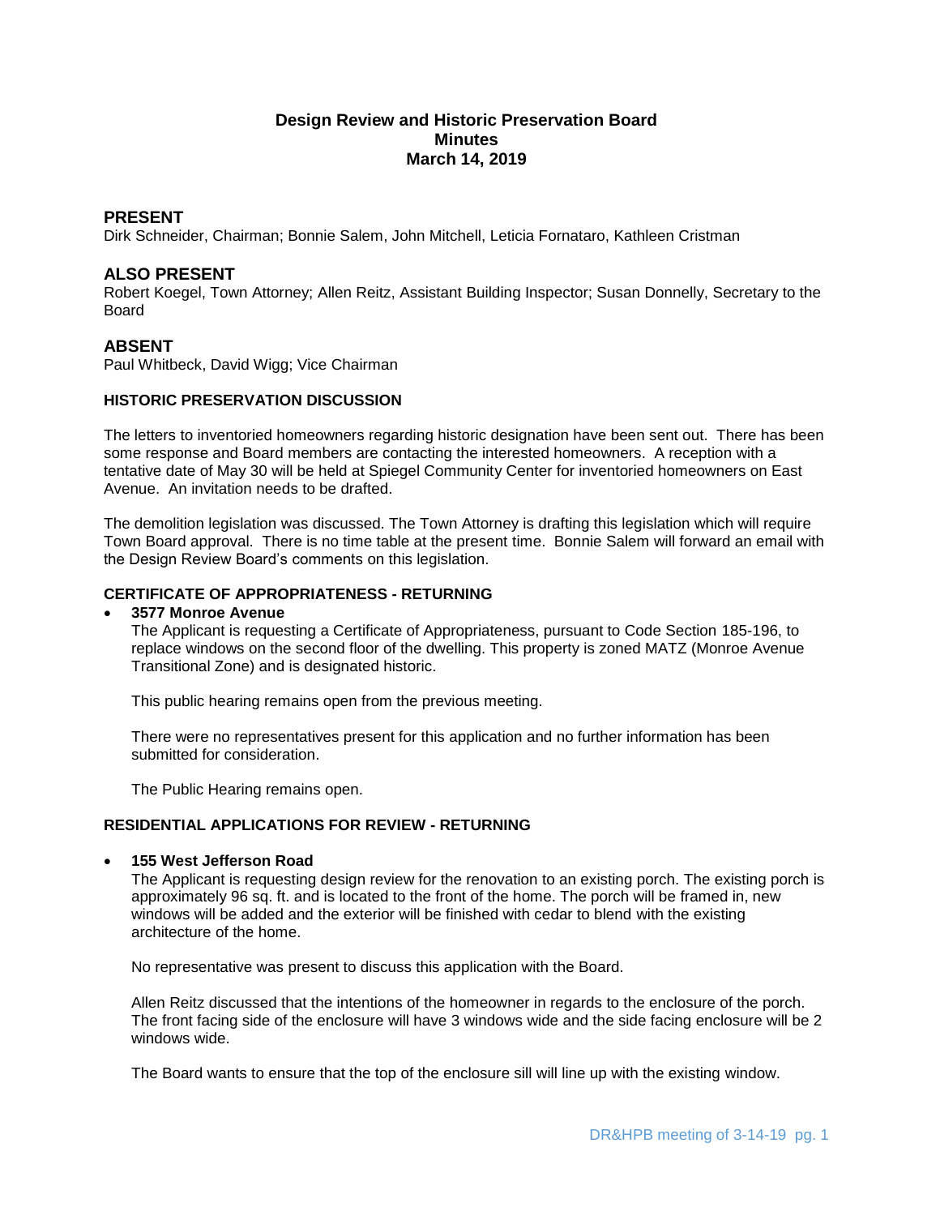# Design Review and Historic Preservation Board
## Minutes
## March 14, 2019

## PRESENT

Dirk Schneider, Chairman; Bonnie Salem, John Mitchell, Leticia Fornataro, Kathleen Cristman

## ALSO PRESENT

Robert Koegel, Town Attorney; Allen Reitz, Assistant Building Inspector; Susan Donnelly, Secretary to the Board

## ABSENT

Paul Whitbeck, David Wigg; Vice Chairman

### HISTORIC PRESERVATION DISCUSSION

The letters to inventoried homeowners regarding historic designation have been sent out. There has been some response and Board members are contacting the interested homeowners. A reception with a tentative date of May 30 will be held at Spiegel Community Center for inventoried homeowners on East Avenue. An invitation needs to be drafted.

The demolition legislation was discussed. The Town Attorney is drafting this legislation which will require Town Board approval. There is no time table at the present time. Bonnie Salem will forward an email with the Design Review Board's comments on this legislation.

### CERTIFICATE OF APPROPRIATENESS - RETURNING

- **3577 Monroe Avenue**

  The Applicant is requesting a Certificate of Appropriateness, pursuant to Code Section 185-196, to replace windows on the second floor of the dwelling. This property is zoned MATZ (Monroe Avenue Transitional Zone) and is designated historic.

  This public hearing remains open from the previous meeting.

  There were no representatives present for this application and no further information has been submitted for consideration.

  The Public Hearing remains open.

### RESIDENTIAL APPLICATIONS FOR REVIEW - RETURNING

- **155 West Jefferson Road**

  The Applicant is requesting design review for the renovation to an existing porch. The existing porch is approximately 96 sq. ft. and is located to the front of the home. The porch will be framed in, new windows will be added and the exterior will be finished with cedar to blend with the existing architecture of the home.

  No representative was present to discuss this application with the Board.

  Allen Reitz discussed that the intentions of the homeowner in regards to the enclosure of the porch. The front facing side of the enclosure will have 3 windows wide and the side facing enclosure will be 2 windows wide.

  The Board wants to ensure that the top of the enclosure sill will line up with the existing window.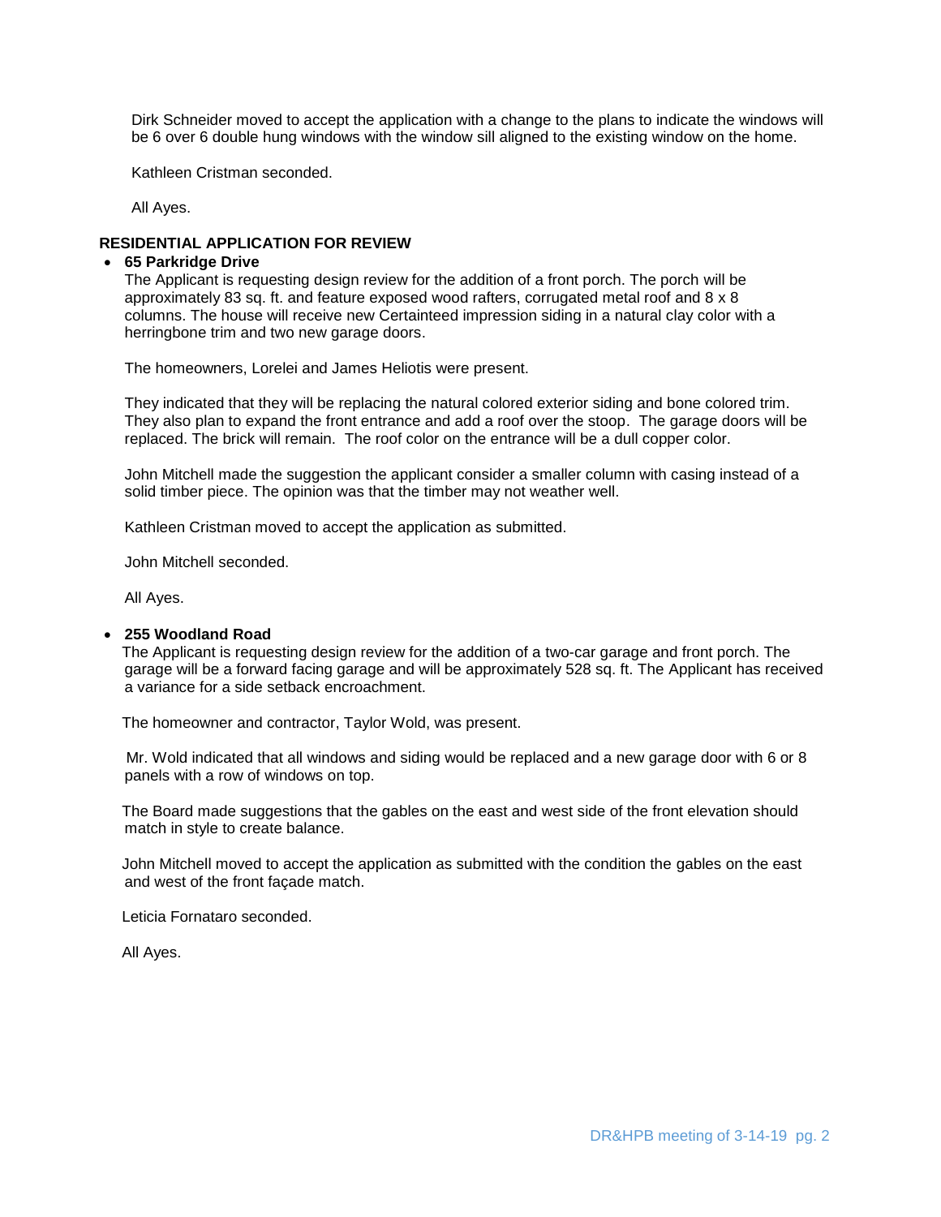Dirk Schneider moved to accept the application with a change to the plans to indicate the windows will be 6 over 6 double hung windows with the window sill aligned to the existing window on the home.

Kathleen Cristman seconded.

All Ayes.

**RESIDENTIAL APPLICATION FOR REVIEW**

- **65 Parkridge Drive**

  The Applicant is requesting design review for the addition of a front porch. The porch will be approximately 83 sq. ft. and feature exposed wood rafters, corrugated metal roof and 8 x 8 columns. The house will receive new Certainteed impression siding in a natural clay color with a herringbone trim and two new garage doors.

  The homeowners, Lorelei and James Heliotis were present.

  They indicated that they will be replacing the natural colored exterior siding and bone colored trim. They also plan to expand the front entrance and add a roof over the stoop. The garage doors will be replaced. The brick will remain. The roof color on the entrance will be a dull copper color.

  John Mitchell made the suggestion the applicant consider a smaller column with casing instead of a solid timber piece. The opinion was that the timber may not weather well.

  Kathleen Cristman moved to accept the application as submitted.

  John Mitchell seconded.

  All Ayes.

- **255 Woodland Road**

  The Applicant is requesting design review for the addition of a two-car garage and front porch. The garage will be a forward facing garage and will be approximately 528 sq. ft. The Applicant has received a variance for a side setback encroachment.

  The homeowner and contractor, Taylor Wold, was present.

  Mr. Wold indicated that all windows and siding would be replaced and a new garage door with 6 or 8 panels with a row of windows on top.

  The Board made suggestions that the gables on the east and west side of the front elevation should match in style to create balance.

  John Mitchell moved to accept the application as submitted with the condition the gables on the east and west of the front façade match.

  Leticia Fornataro seconded.

  All Ayes.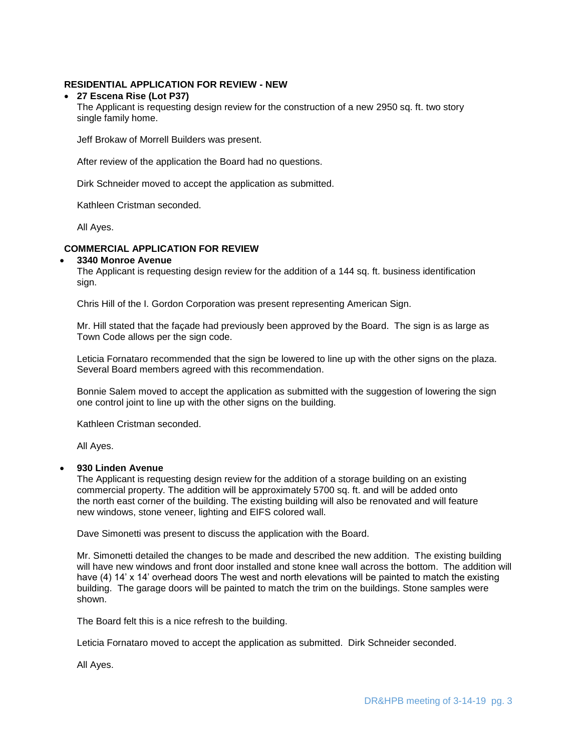**RESIDENTIAL APPLICATION FOR REVIEW - NEW**

- **27 Escena Rise (Lot P37)**

  The Applicant is requesting design review for the construction of a new 2950 sq. ft. two story single family home.

  Jeff Brokaw of Morrell Builders was present.

  After review of the application the Board had no questions.

  Dirk Schneider moved to accept the application as submitted.

  Kathleen Cristman seconded.

  All Ayes.

**COMMERCIAL APPLICATION FOR REVIEW**

- **3340 Monroe Avenue**

  The Applicant is requesting design review for the addition of a 144 sq. ft. business identification sign.

  Chris Hill of the I. Gordon Corporation was present representing American Sign.

  Mr. Hill stated that the façade had previously been approved by the Board. The sign is as large as Town Code allows per the sign code.

  Leticia Fornataro recommended that the sign be lowered to line up with the other signs on the plaza. Several Board members agreed with this recommendation.

  Bonnie Salem moved to accept the application as submitted with the suggestion of lowering the sign one control joint to line up with the other signs on the building.

  Kathleen Cristman seconded.

  All Ayes.

- **930 Linden Avenue**

  The Applicant is requesting design review for the addition of a storage building on an existing commercial property. The addition will be approximately 5700 sq. ft. and will be added onto the north east corner of the building. The existing building will also be renovated and will feature new windows, stone veneer, lighting and EIFS colored wall.

  Dave Simonetti was present to discuss the application with the Board.

  Mr. Simonetti detailed the changes to be made and described the new addition. The existing building will have new windows and front door installed and stone knee wall across the bottom. The addition will have (4) 14' x 14' overhead doors The west and north elevations will be painted to match the existing building. The garage doors will be painted to match the trim on the buildings. Stone samples were shown.

  The Board felt this is a nice refresh to the building.

  Leticia Fornataro moved to accept the application as submitted. Dirk Schneider seconded.

  All Ayes.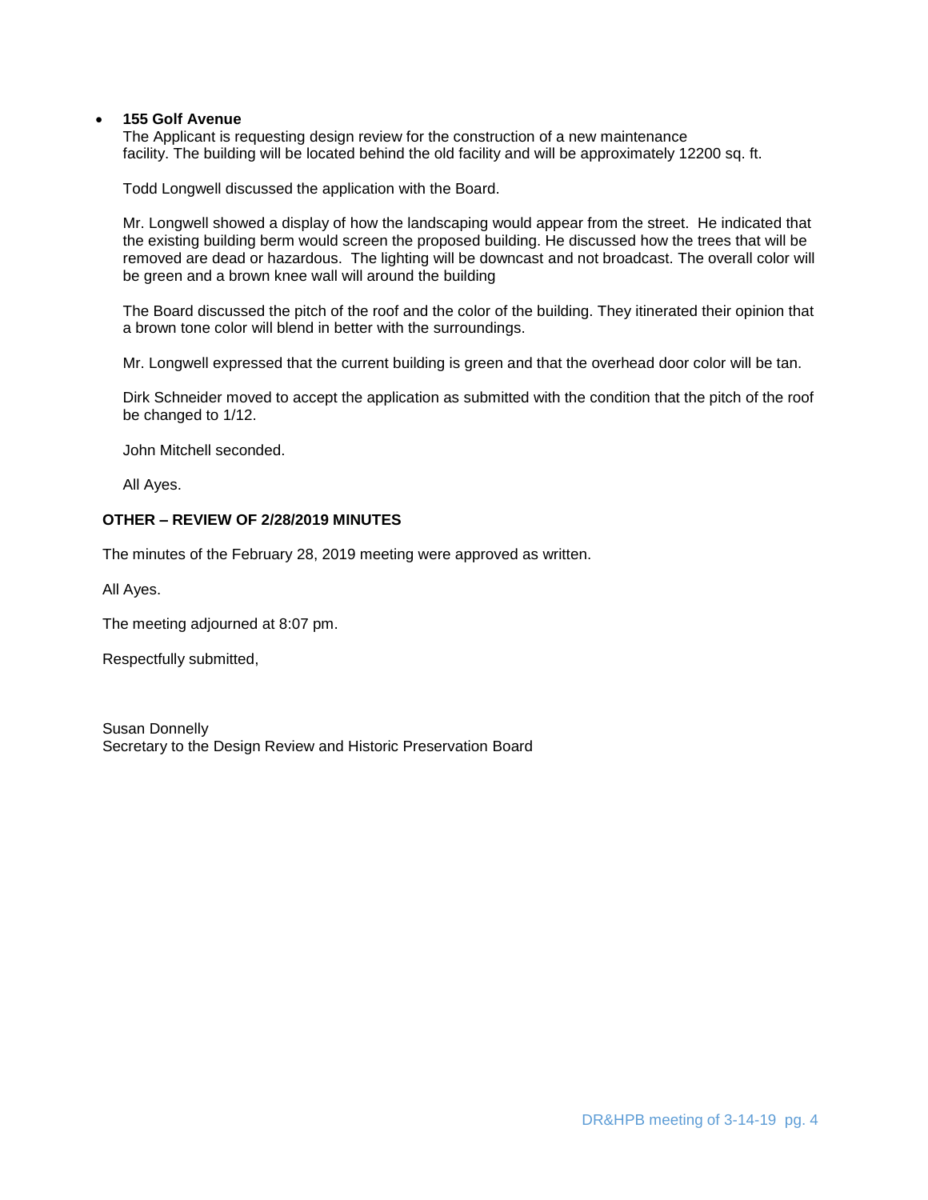- **155 Golf Avenue**

  The Applicant is requesting design review for the construction of a new maintenance facility. The building will be located behind the old facility and will be approximately 12200 sq. ft.

  Todd Longwell discussed the application with the Board.

  Mr. Longwell showed a display of how the landscaping would appear from the street. He indicated that the existing building berm would screen the proposed building. He discussed how the trees that will be removed are dead or hazardous. The lighting will be downcast and not broadcast. The overall color will be green and a brown knee wall will around the building

  The Board discussed the pitch of the roof and the color of the building. They itinerated their opinion that a brown tone color will blend in better with the surroundings.

  Mr. Longwell expressed that the current building is green and that the overhead door color will be tan.

  Dirk Schneider moved to accept the application as submitted with the condition that the pitch of the roof be changed to 1/12.

  John Mitchell seconded.

  All Ayes.

**OTHER – REVIEW OF 2/28/2019 MINUTES**

The minutes of the February 28, 2019 meeting were approved as written.

All Ayes.

The meeting adjourned at 8:07 pm.

Respectfully submitted,

Susan Donnelly
Secretary to the Design Review and Historic Preservation Board